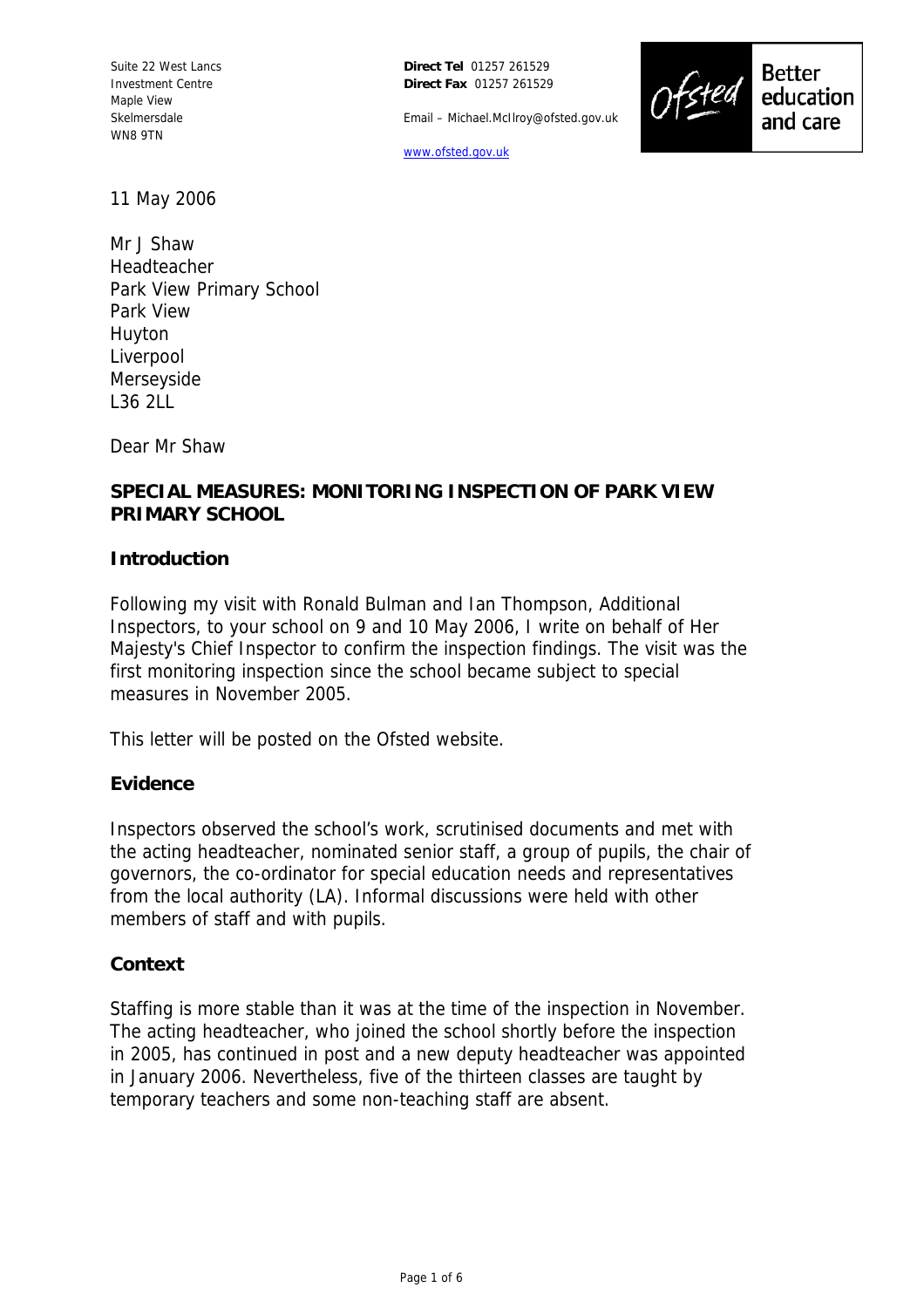Suite 22 West Lancs
Investment Centre
Maple View
Skelmersdale
WN8 9TN

**Direct Tel** 01257 261529
**Direct Fax** 01257 261529

Email – Michael.McIlroy@ofsted.gov.uk

www.ofsted.gov.uk

Ofsted Better education and care

11 May 2006

Mr J Shaw
Headteacher
Park View Primary School
Park View
Huyton
Liverpool
Merseyside
L36 2LL

Dear Mr Shaw

**SPECIAL MEASURES: MONITORING INSPECTION OF PARK VIEW PRIMARY SCHOOL**

## Introduction

Following my visit with Ronald Bulman and Ian Thompson, Additional Inspectors, to your school on 9 and 10 May 2006, I write on behalf of Her Majesty's Chief Inspector to confirm the inspection findings. The visit was the first monitoring inspection since the school became subject to special measures in November 2005.

This letter will be posted on the Ofsted website.

## Evidence

Inspectors observed the school's work, scrutinised documents and met with the acting headteacher, nominated senior staff, a group of pupils, the chair of governors, the co-ordinator for special education needs and representatives from the local authority (LA). Informal discussions were held with other members of staff and with pupils.

## Context

Staffing is more stable than it was at the time of the inspection in November. The acting headteacher, who joined the school shortly before the inspection in 2005, has continued in post and a new deputy headteacher was appointed in January 2006. Nevertheless, five of the thirteen classes are taught by temporary teachers and some non-teaching staff are absent.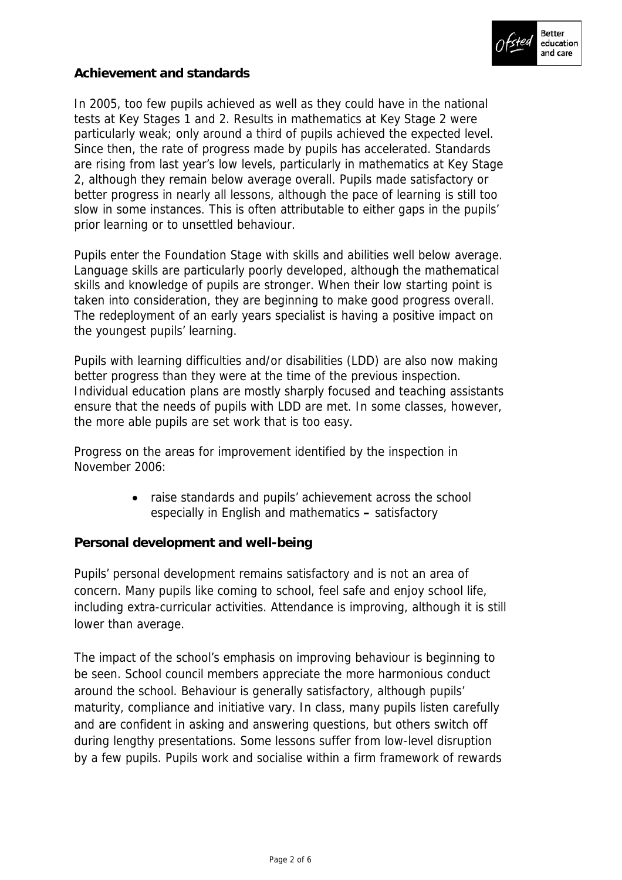**Achievement and standards**

In 2005, too few pupils achieved as well as they could have in the national tests at Key Stages 1 and 2. Results in mathematics at Key Stage 2 were particularly weak; only around a third of pupils achieved the expected level. Since then, the rate of progress made by pupils has accelerated. Standards are rising from last year's low levels, particularly in mathematics at Key Stage 2, although they remain below average overall. Pupils made satisfactory or better progress in nearly all lessons, although the pace of learning is still too slow in some instances. This is often attributable to either gaps in the pupils' prior learning or to unsettled behaviour.

Pupils enter the Foundation Stage with skills and abilities well below average. Language skills are particularly poorly developed, although the mathematical skills and knowledge of pupils are stronger. When their low starting point is taken into consideration, they are beginning to make good progress overall. The redeployment of an early years specialist is having a positive impact on the youngest pupils' learning.

Pupils with learning difficulties and/or disabilities (LDD) are also now making better progress than they were at the time of the previous inspection. Individual education plans are mostly sharply focused and teaching assistants ensure that the needs of pupils with LDD are met. In some classes, however, the more able pupils are set work that is too easy.

Progress on the areas for improvement identified by the inspection in November 2006:

- raise standards and pupils' achievement across the school especially in English and mathematics **–** satisfactory

**Personal development and well-being**

Pupils' personal development remains satisfactory and is not an area of concern. Many pupils like coming to school, feel safe and enjoy school life, including extra-curricular activities. Attendance is improving, although it is still lower than average.

The impact of the school's emphasis on improving behaviour is beginning to be seen. School council members appreciate the more harmonious conduct around the school. Behaviour is generally satisfactory, although pupils' maturity, compliance and initiative vary. In class, many pupils listen carefully and are confident in asking and answering questions, but others switch off during lengthy presentations. Some lessons suffer from low-level disruption by a few pupils. Pupils work and socialise within a firm framework of rewards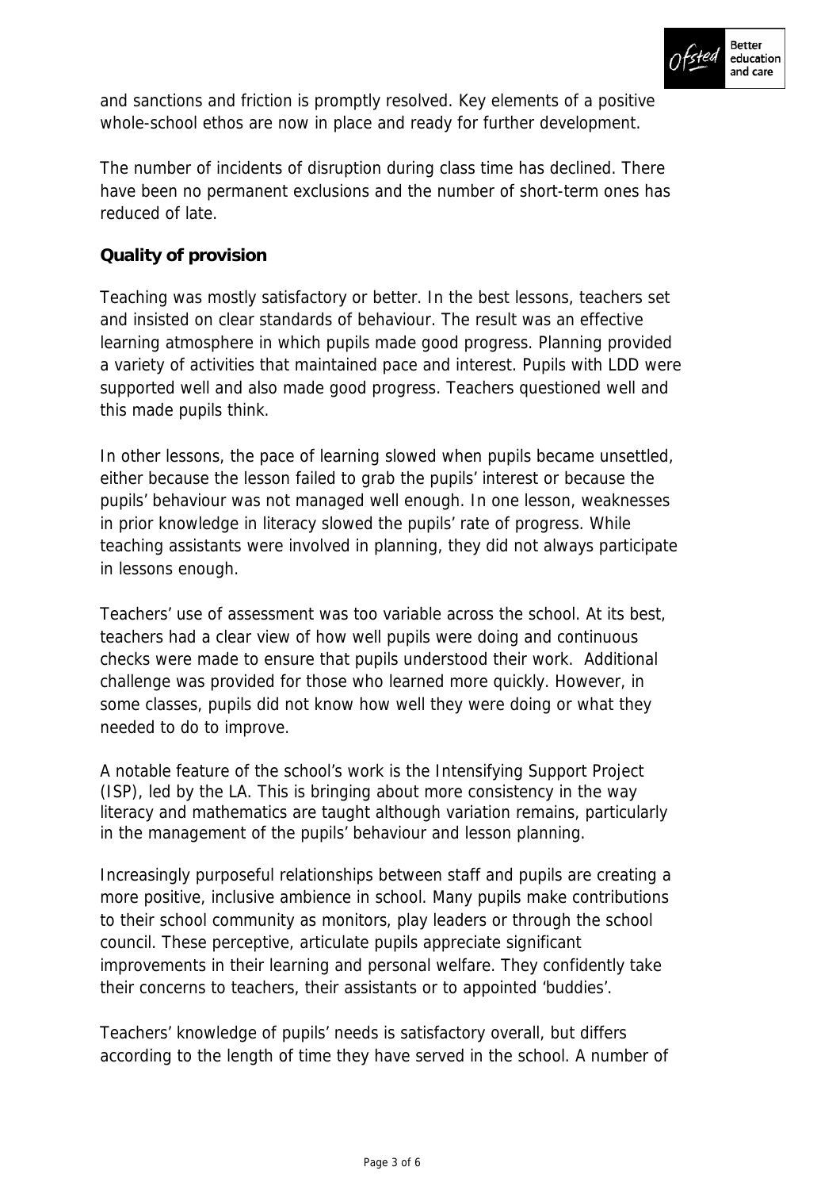and sanctions and friction is promptly resolved. Key elements of a positive whole-school ethos are now in place and ready for further development.

The number of incidents of disruption during class time has declined. There have been no permanent exclusions and the number of short-term ones has reduced of late.

**Quality of provision**

Teaching was mostly satisfactory or better. In the best lessons, teachers set and insisted on clear standards of behaviour. The result was an effective learning atmosphere in which pupils made good progress. Planning provided a variety of activities that maintained pace and interest. Pupils with LDD were supported well and also made good progress. Teachers questioned well and this made pupils think.

In other lessons, the pace of learning slowed when pupils became unsettled, either because the lesson failed to grab the pupils' interest or because the pupils' behaviour was not managed well enough. In one lesson, weaknesses in prior knowledge in literacy slowed the pupils' rate of progress. While teaching assistants were involved in planning, they did not always participate in lessons enough.

Teachers' use of assessment was too variable across the school. At its best, teachers had a clear view of how well pupils were doing and continuous checks were made to ensure that pupils understood their work. Additional challenge was provided for those who learned more quickly. However, in some classes, pupils did not know how well they were doing or what they needed to do to improve.

A notable feature of the school's work is the Intensifying Support Project (ISP), led by the LA. This is bringing about more consistency in the way literacy and mathematics are taught although variation remains, particularly in the management of the pupils' behaviour and lesson planning.

Increasingly purposeful relationships between staff and pupils are creating a more positive, inclusive ambience in school. Many pupils make contributions to their school community as monitors, play leaders or through the school council. These perceptive, articulate pupils appreciate significant improvements in their learning and personal welfare. They confidently take their concerns to teachers, their assistants or to appointed 'buddies'.

Teachers' knowledge of pupils' needs is satisfactory overall, but differs according to the length of time they have served in the school. A number of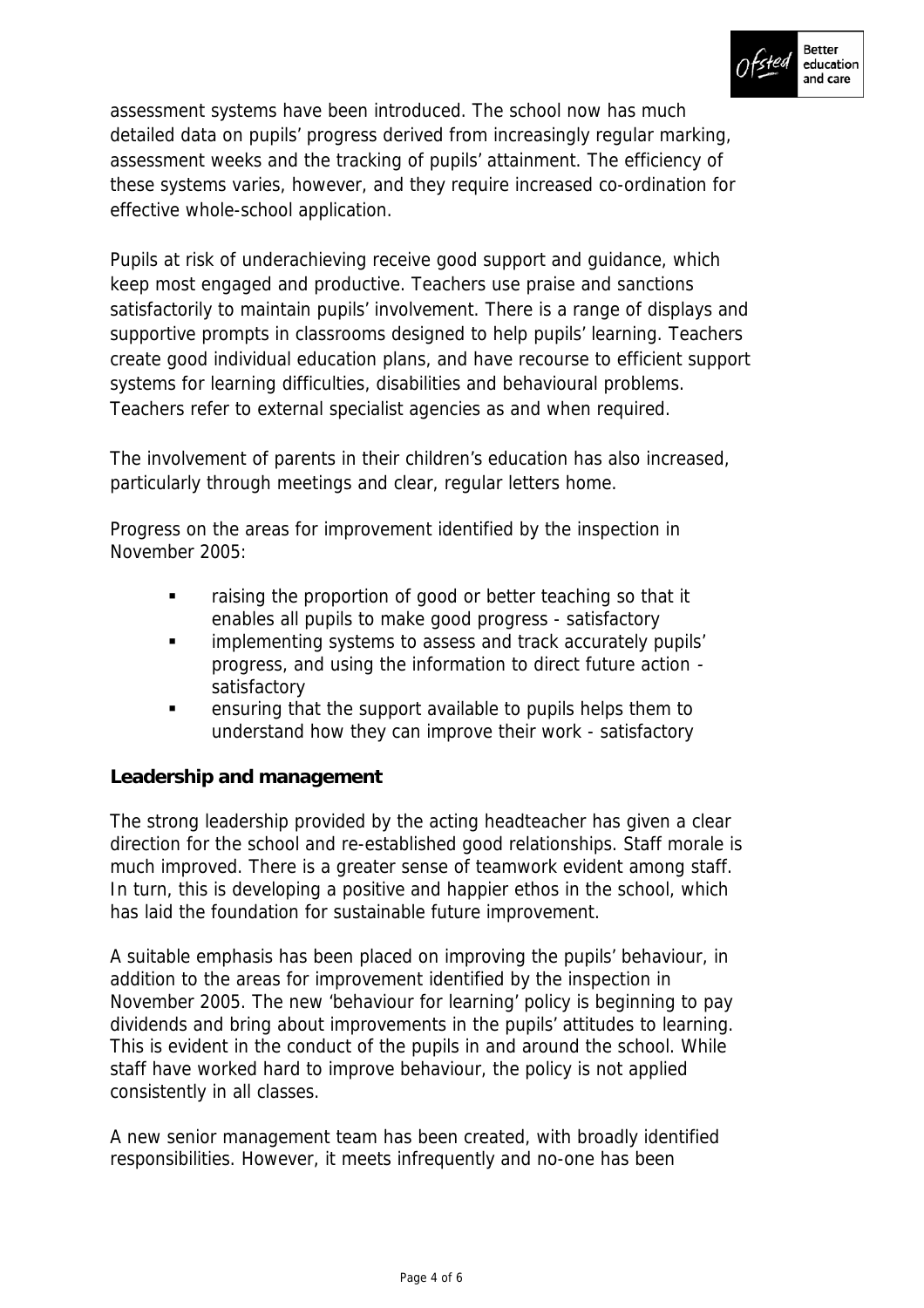assessment systems have been introduced. The school now has much detailed data on pupils' progress derived from increasingly regular marking, assessment weeks and the tracking of pupils' attainment. The efficiency of these systems varies, however, and they require increased co-ordination for effective whole-school application.

Pupils at risk of underachieving receive good support and guidance, which keep most engaged and productive. Teachers use praise and sanctions satisfactorily to maintain pupils' involvement. There is a range of displays and supportive prompts in classrooms designed to help pupils' learning. Teachers create good individual education plans, and have recourse to efficient support systems for learning difficulties, disabilities and behavioural problems. Teachers refer to external specialist agencies as and when required.

The involvement of parents in their children's education has also increased, particularly through meetings and clear, regular letters home.

Progress on the areas for improvement identified by the inspection in November 2005:

- raising the proportion of good or better teaching so that it enables all pupils to make good progress - satisfactory
- implementing systems to assess and track accurately pupils' progress, and using the information to direct future action - satisfactory
- ensuring that the support available to pupils helps them to understand how they can improve their work - satisfactory

**Leadership and management**

The strong leadership provided by the acting headteacher has given a clear direction for the school and re-established good relationships. Staff morale is much improved. There is a greater sense of teamwork evident among staff. In turn, this is developing a positive and happier ethos in the school, which has laid the foundation for sustainable future improvement.

A suitable emphasis has been placed on improving the pupils' behaviour, in addition to the areas for improvement identified by the inspection in November 2005. The new 'behaviour for learning' policy is beginning to pay dividends and bring about improvements in the pupils' attitudes to learning. This is evident in the conduct of the pupils in and around the school. While staff have worked hard to improve behaviour, the policy is not applied consistently in all classes.

A new senior management team has been created, with broadly identified responsibilities. However, it meets infrequently and no-one has been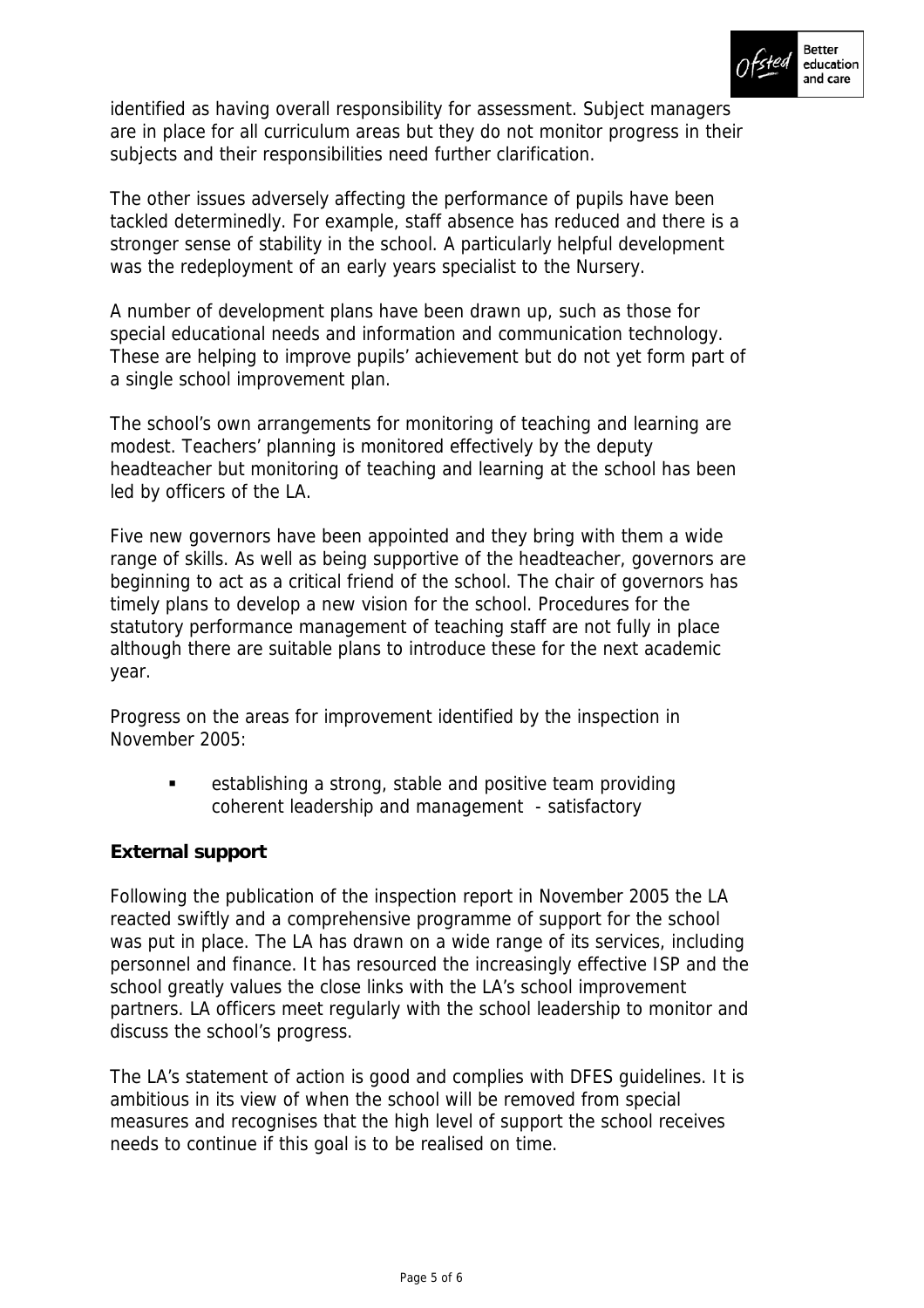identified as having overall responsibility for assessment. Subject managers are in place for all curriculum areas but they do not monitor progress in their subjects and their responsibilities need further clarification.

The other issues adversely affecting the performance of pupils have been tackled determinedly. For example, staff absence has reduced and there is a stronger sense of stability in the school. A particularly helpful development was the redeployment of an early years specialist to the Nursery.

A number of development plans have been drawn up, such as those for special educational needs and information and communication technology. These are helping to improve pupils' achievement but do not yet form part of a single school improvement plan.

The school's own arrangements for monitoring of teaching and learning are modest. Teachers' planning is monitored effectively by the deputy headteacher but monitoring of teaching and learning at the school has been led by officers of the LA.

Five new governors have been appointed and they bring with them a wide range of skills. As well as being supportive of the headteacher, governors are beginning to act as a critical friend of the school. The chair of governors has timely plans to develop a new vision for the school. Procedures for the statutory performance management of teaching staff are not fully in place although there are suitable plans to introduce these for the next academic year.

Progress on the areas for improvement identified by the inspection in November 2005:

- establishing a strong, stable and positive team providing coherent leadership and management - satisfactory

**External support**

Following the publication of the inspection report in November 2005 the LA reacted swiftly and a comprehensive programme of support for the school was put in place. The LA has drawn on a wide range of its services, including personnel and finance. It has resourced the increasingly effective ISP and the school greatly values the close links with the LA's school improvement partners. LA officers meet regularly with the school leadership to monitor and discuss the school's progress.

The LA's statement of action is good and complies with DFES guidelines. It is ambitious in its view of when the school will be removed from special measures and recognises that the high level of support the school receives needs to continue if this goal is to be realised on time.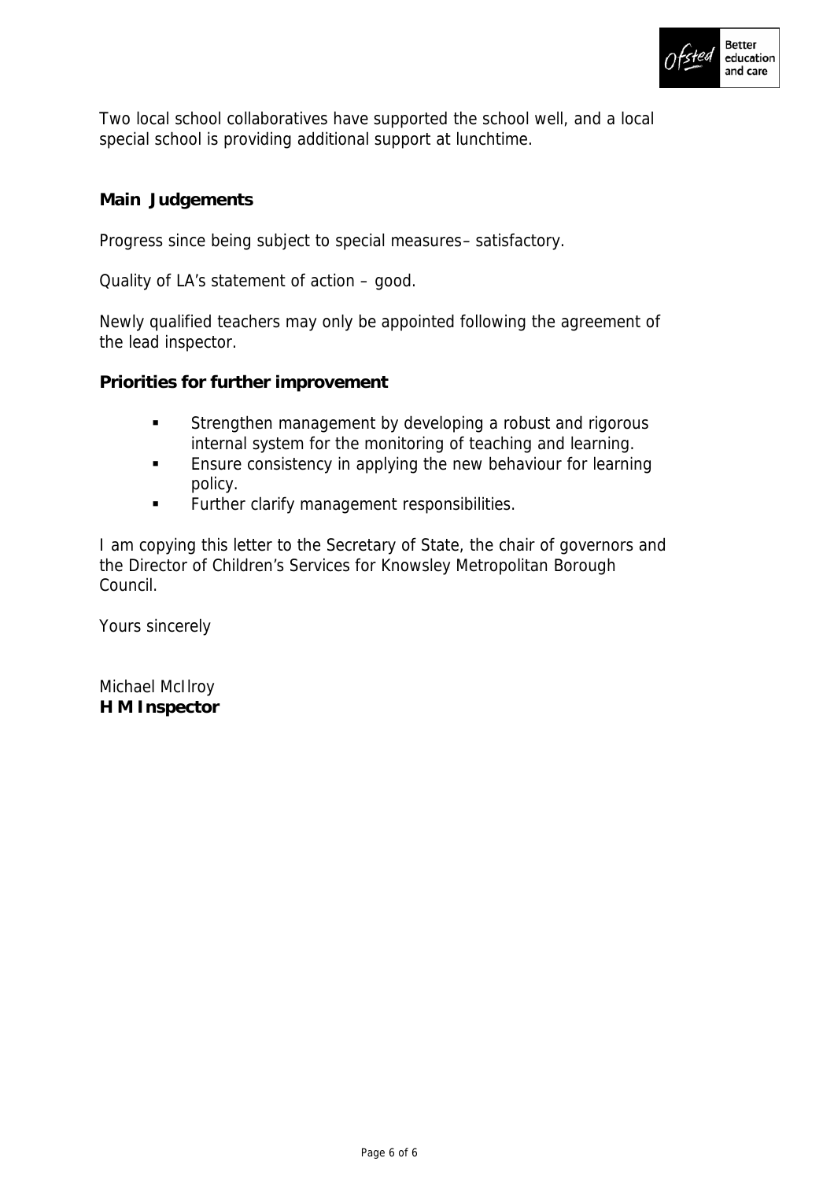Two local school collaboratives have supported the school well, and a local special school is providing additional support at lunchtime.

**Main Judgements**

Progress since being subject to special measures– satisfactory.

Quality of LA's statement of action – good.

Newly qualified teachers may only be appointed following the agreement of the lead inspector.

**Priorities for further improvement**

- Strengthen management by developing a robust and rigorous internal system for the monitoring of teaching and learning.
- Ensure consistency in applying the new behaviour for learning policy.
- Further clarify management responsibilities.

I am copying this letter to the Secretary of State, the chair of governors and the Director of Children's Services for Knowsley Metropolitan Borough Council.

Yours sincerely

Michael McIlroy
**H M Inspector**